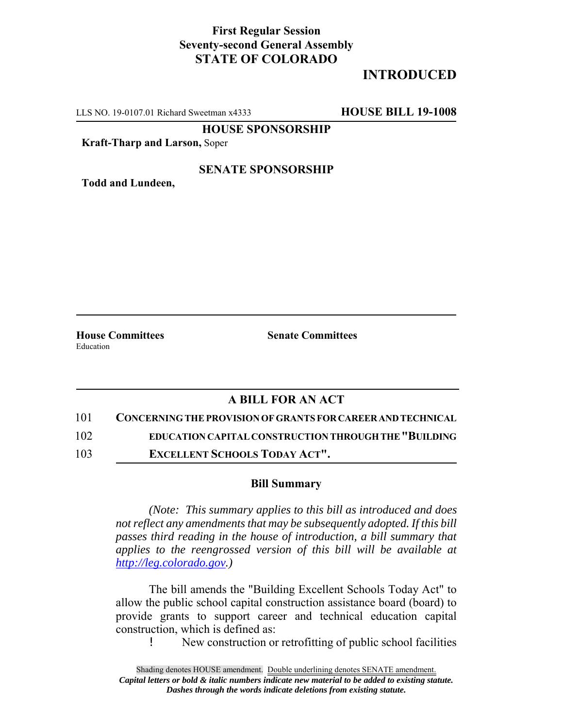**First Regular Session**
**Seventy-second General Assembly**
**STATE OF COLORADO**

**INTRODUCED**

LLS NO. 19-0107.01 Richard Sweetman x4333 **HOUSE BILL 19-1008**

**HOUSE SPONSORSHIP**

**Kraft-Tharp and Larson,** Soper

**SENATE SPONSORSHIP**

**Todd and Lundeen,**

**House Committees**
Education

**Senate Committees**

## A BILL FOR AN ACT

101 **CONCERNING THE PROVISION OF GRANTS FOR CAREER AND TECHNICAL**
102 **EDUCATION CAPITAL CONSTRUCTION THROUGH THE "BUILDING**
103 **EXCELLENT SCHOOLS TODAY ACT".**

### Bill Summary

*(Note: This summary applies to this bill as introduced and does not reflect any amendments that may be subsequently adopted. If this bill passes third reading in the house of introduction, a bill summary that applies to the reengrossed version of this bill will be available at http://leg.colorado.gov.)*

The bill amends the "Building Excellent Schools Today Act" to allow the public school capital construction assistance board (board) to provide grants to support career and technical education capital construction, which is defined as:

- New construction or retrofitting of public school facilities

Shading denotes HOUSE amendment. Double underlining denotes SENATE amendment.
***Capital letters or bold & italic numbers indicate new material to be added to existing statute.***
***Dashes through the words indicate deletions from existing statute.***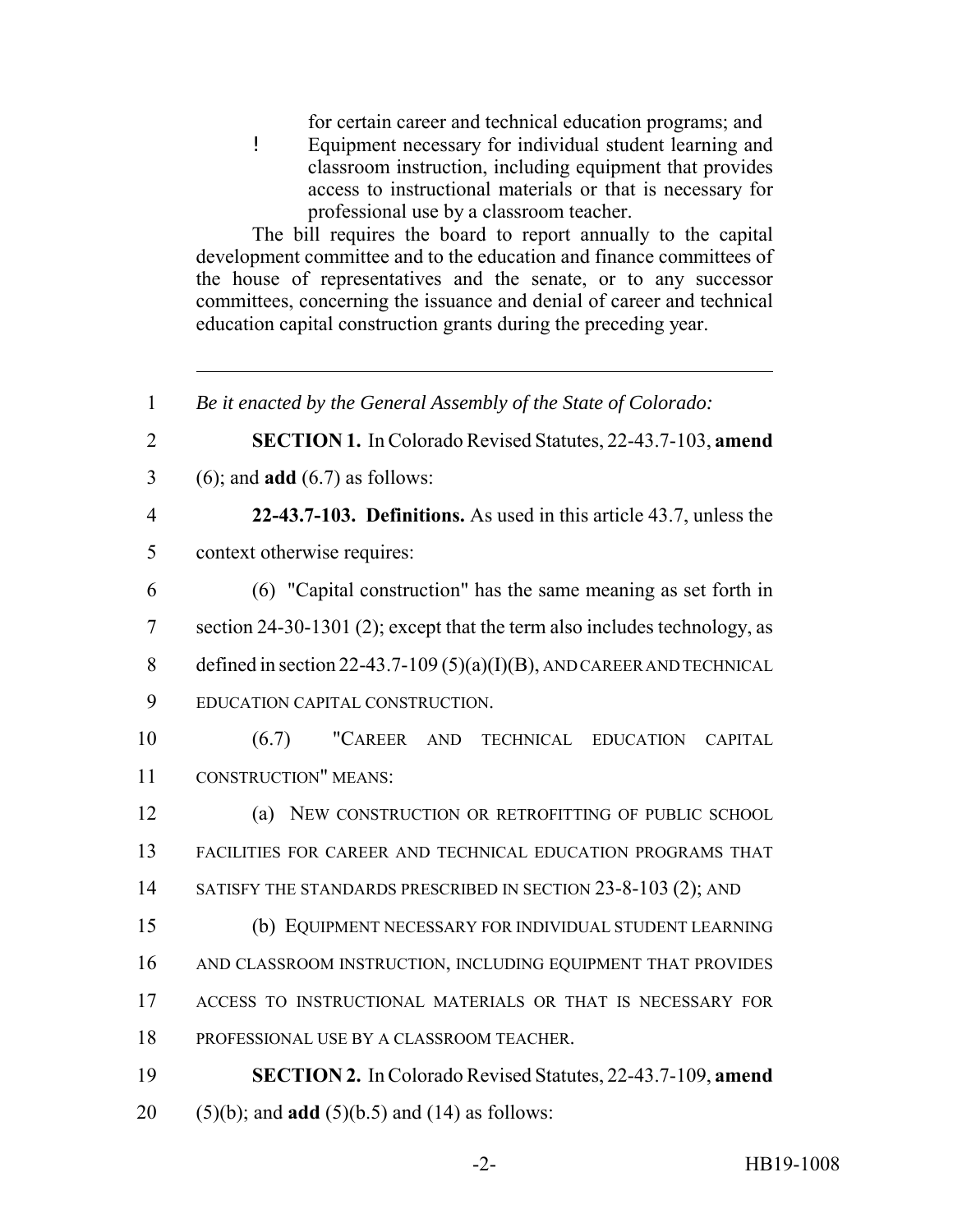for certain career and technical education programs; and

- Equipment necessary for individual student learning and classroom instruction, including equipment that provides access to instructional materials or that is necessary for professional use by a classroom teacher.

The bill requires the board to report annually to the capital development committee and to the education and finance committees of the house of representatives and the senate, or to any successor committees, concerning the issuance and denial of career and technical education capital construction grants during the preceding year.

---

1 *Be it enacted by the General Assembly of the State of Colorado:*

2 **SECTION 1.** In Colorado Revised Statutes, 22-43.7-103, **amend**
3 (6); and **add** (6.7) as follows:

4 **22-43.7-103. Definitions.** As used in this article 43.7, unless the
5 context otherwise requires:

6 (6) "Capital construction" has the same meaning as set forth in
7 section 24-30-1301 (2); except that the term also includes technology, as
8 defined in section 22-43.7-109 (5)(a)(I)(B), AND CAREER AND TECHNICAL
9 EDUCATION CAPITAL CONSTRUCTION.

10 (6.7) "CAREER AND TECHNICAL EDUCATION CAPITAL
11 CONSTRUCTION" MEANS:

12 (a) NEW CONSTRUCTION OR RETROFITTING OF PUBLIC SCHOOL
13 FACILITIES FOR CAREER AND TECHNICAL EDUCATION PROGRAMS THAT
14 SATISFY THE STANDARDS PRESCRIBED IN SECTION 23-8-103 (2); AND

15 (b) EQUIPMENT NECESSARY FOR INDIVIDUAL STUDENT LEARNING
16 AND CLASSROOM INSTRUCTION, INCLUDING EQUIPMENT THAT PROVIDES
17 ACCESS TO INSTRUCTIONAL MATERIALS OR THAT IS NECESSARY FOR
18 PROFESSIONAL USE BY A CLASSROOM TEACHER.

19 **SECTION 2.** In Colorado Revised Statutes, 22-43.7-109, **amend**
20 (5)(b); and **add** (5)(b.5) and (14) as follows: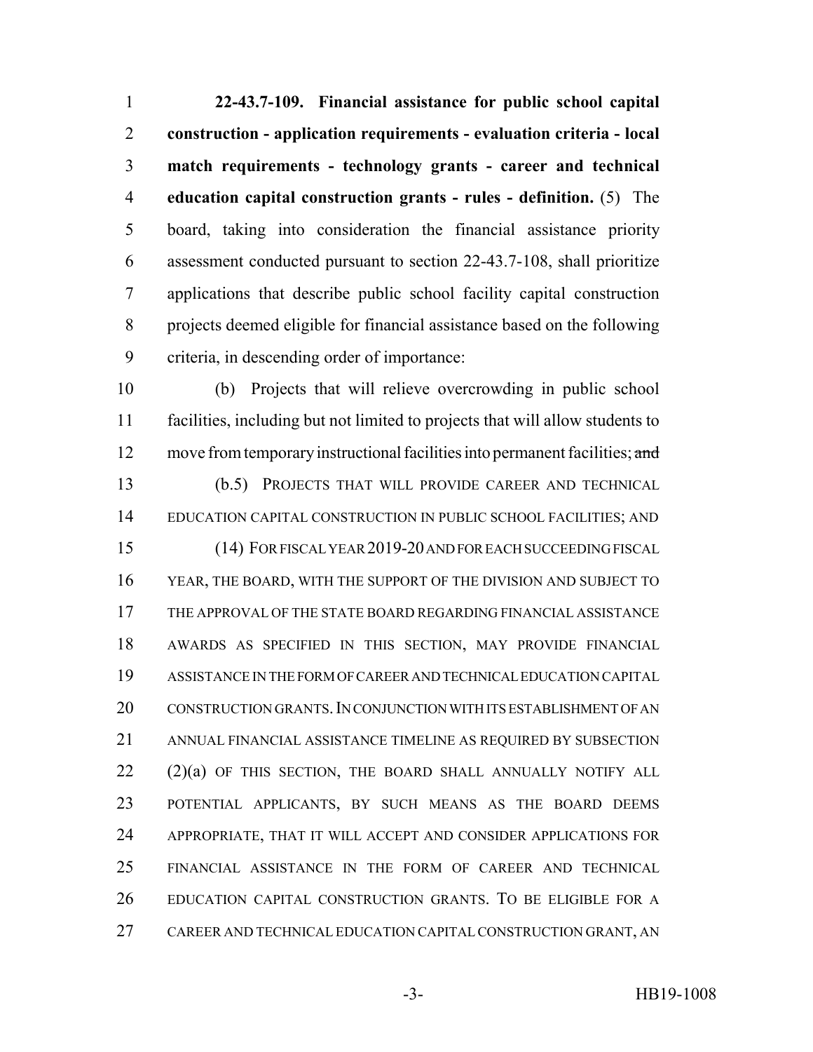**22-43.7-109. Financial assistance for public school capital construction - application requirements - evaluation criteria - local match requirements - technology grants - career and technical education capital construction grants - rules - definition.** (5) The board, taking into consideration the financial assistance priority assessment conducted pursuant to section 22-43.7-108, shall prioritize applications that describe public school facility capital construction projects deemed eligible for financial assistance based on the following criteria, in descending order of importance:

(b) Projects that will relieve overcrowding in public school facilities, including but not limited to projects that will allow students to move from temporary instructional facilities into permanent facilities; ~~and~~

(b.5) PROJECTS THAT WILL PROVIDE CAREER AND TECHNICAL EDUCATION CAPITAL CONSTRUCTION IN PUBLIC SCHOOL FACILITIES; AND

(14) FOR FISCAL YEAR 2019-20 AND FOR EACH SUCCEEDING FISCAL YEAR, THE BOARD, WITH THE SUPPORT OF THE DIVISION AND SUBJECT TO THE APPROVAL OF THE STATE BOARD REGARDING FINANCIAL ASSISTANCE AWARDS AS SPECIFIED IN THIS SECTION, MAY PROVIDE FINANCIAL ASSISTANCE IN THE FORM OF CAREER AND TECHNICAL EDUCATION CAPITAL CONSTRUCTION GRANTS. IN CONJUNCTION WITH ITS ESTABLISHMENT OF AN ANNUAL FINANCIAL ASSISTANCE TIMELINE AS REQUIRED BY SUBSECTION (2)(a) OF THIS SECTION, THE BOARD SHALL ANNUALLY NOTIFY ALL POTENTIAL APPLICANTS, BY SUCH MEANS AS THE BOARD DEEMS APPROPRIATE, THAT IT WILL ACCEPT AND CONSIDER APPLICATIONS FOR FINANCIAL ASSISTANCE IN THE FORM OF CAREER AND TECHNICAL EDUCATION CAPITAL CONSTRUCTION GRANTS. TO BE ELIGIBLE FOR A CAREER AND TECHNICAL EDUCATION CAPITAL CONSTRUCTION GRANT, AN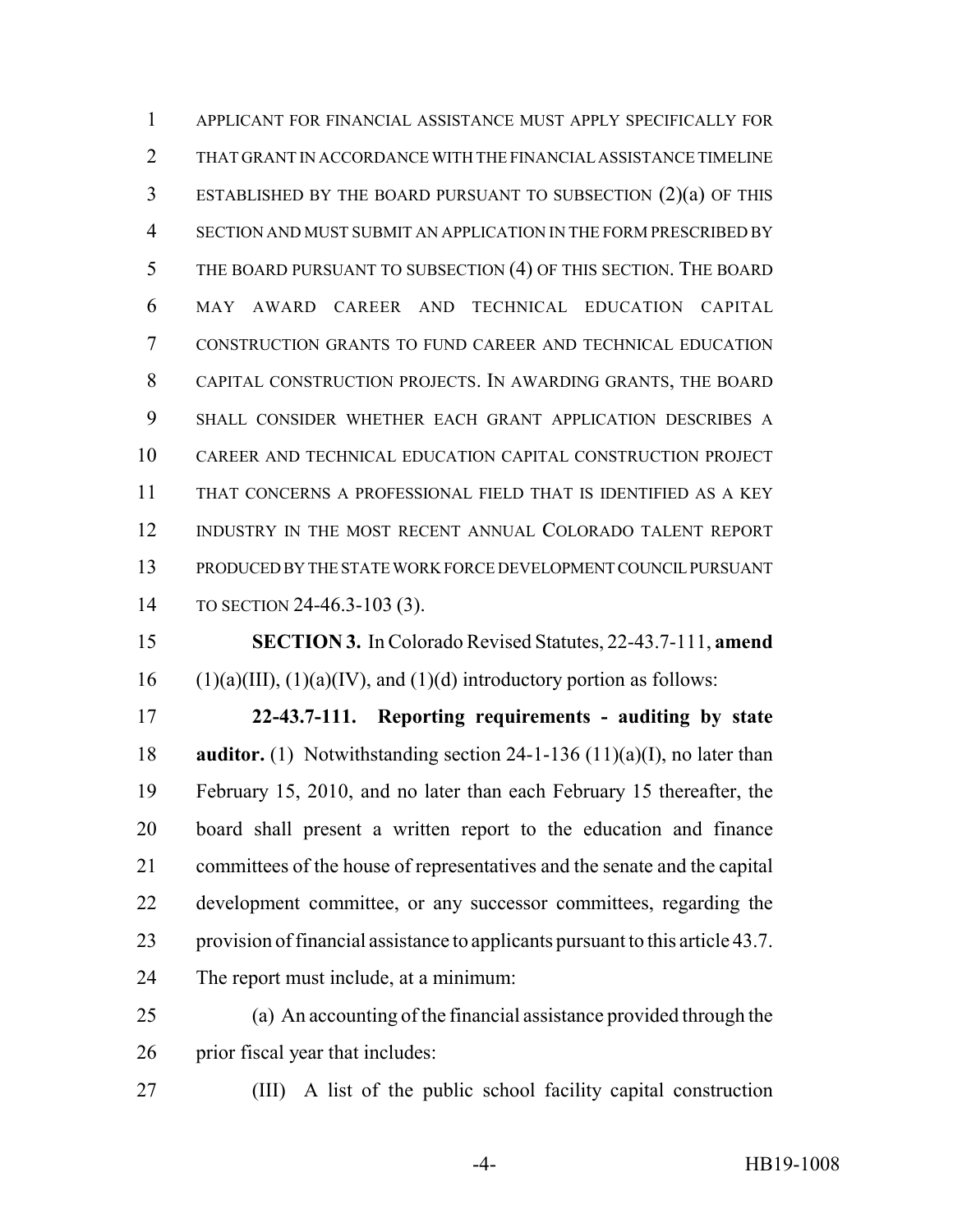APPLICANT FOR FINANCIAL ASSISTANCE MUST APPLY SPECIFICALLY FOR THAT GRANT IN ACCORDANCE WITH THE FINANCIAL ASSISTANCE TIMELINE ESTABLISHED BY THE BOARD PURSUANT TO SUBSECTION (2)(a) OF THIS SECTION AND MUST SUBMIT AN APPLICATION IN THE FORM PRESCRIBED BY THE BOARD PURSUANT TO SUBSECTION (4) OF THIS SECTION. THE BOARD MAY AWARD CAREER AND TECHNICAL EDUCATION CAPITAL CONSTRUCTION GRANTS TO FUND CAREER AND TECHNICAL EDUCATION CAPITAL CONSTRUCTION PROJECTS. IN AWARDING GRANTS, THE BOARD SHALL CONSIDER WHETHER EACH GRANT APPLICATION DESCRIBES A CAREER AND TECHNICAL EDUCATION CAPITAL CONSTRUCTION PROJECT THAT CONCERNS A PROFESSIONAL FIELD THAT IS IDENTIFIED AS A KEY INDUSTRY IN THE MOST RECENT ANNUAL COLORADO TALENT REPORT PRODUCED BY THE STATE WORK FORCE DEVELOPMENT COUNCIL PURSUANT TO SECTION 24-46.3-103 (3).

**SECTION 3.** In Colorado Revised Statutes, 22-43.7-111, **amend** (1)(a)(III), (1)(a)(IV), and (1)(d) introductory portion as follows:

**22-43.7-111. Reporting requirements - auditing by state auditor.** (1) Notwithstanding section 24-1-136 (11)(a)(I), no later than February 15, 2010, and no later than each February 15 thereafter, the board shall present a written report to the education and finance committees of the house of representatives and the senate and the capital development committee, or any successor committees, regarding the provision of financial assistance to applicants pursuant to this article 43.7. The report must include, at a minimum:

(a) An accounting of the financial assistance provided through the prior fiscal year that includes:

(III) A list of the public school facility capital construction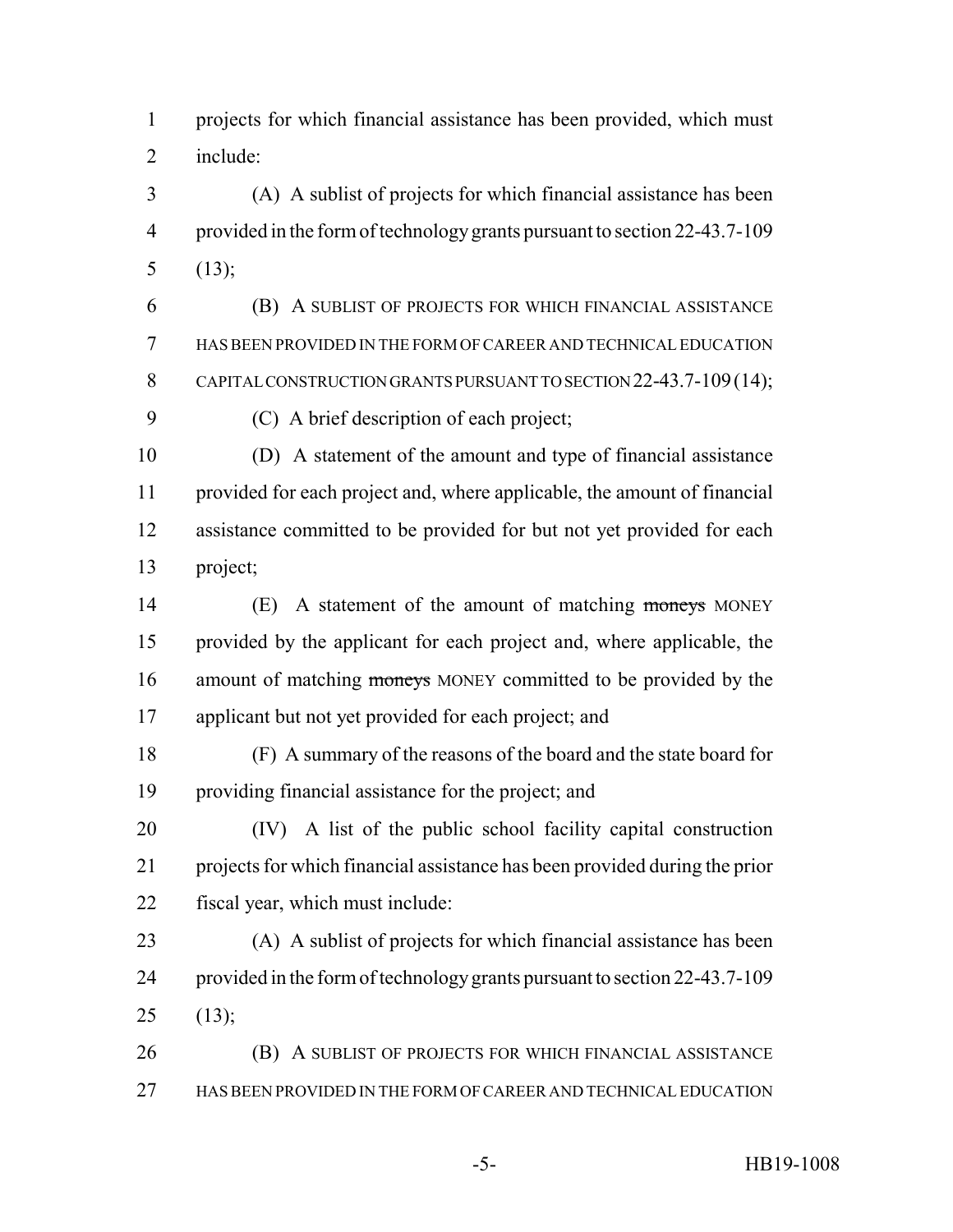projects for which financial assistance has been provided, which must include:

(A) A sublist of projects for which financial assistance has been provided in the form of technology grants pursuant to section 22-43.7-109 (13);

(B) A SUBLIST OF PROJECTS FOR WHICH FINANCIAL ASSISTANCE HAS BEEN PROVIDED IN THE FORM OF CAREER AND TECHNICAL EDUCATION CAPITAL CONSTRUCTION GRANTS PURSUANT TO SECTION 22-43.7-109 (14);

(C) A brief description of each project;

(D) A statement of the amount and type of financial assistance provided for each project and, where applicable, the amount of financial assistance committed to be provided for but not yet provided for each project;

(E) A statement of the amount of matching ~~moneys~~ MONEY provided by the applicant for each project and, where applicable, the amount of matching ~~moneys~~ MONEY committed to be provided by the applicant but not yet provided for each project; and

(F) A summary of the reasons of the board and the state board for providing financial assistance for the project; and

(IV) A list of the public school facility capital construction projects for which financial assistance has been provided during the prior fiscal year, which must include:

(A) A sublist of projects for which financial assistance has been provided in the form of technology grants pursuant to section 22-43.7-109 (13);

(B) A SUBLIST OF PROJECTS FOR WHICH FINANCIAL ASSISTANCE HAS BEEN PROVIDED IN THE FORM OF CAREER AND TECHNICAL EDUCATION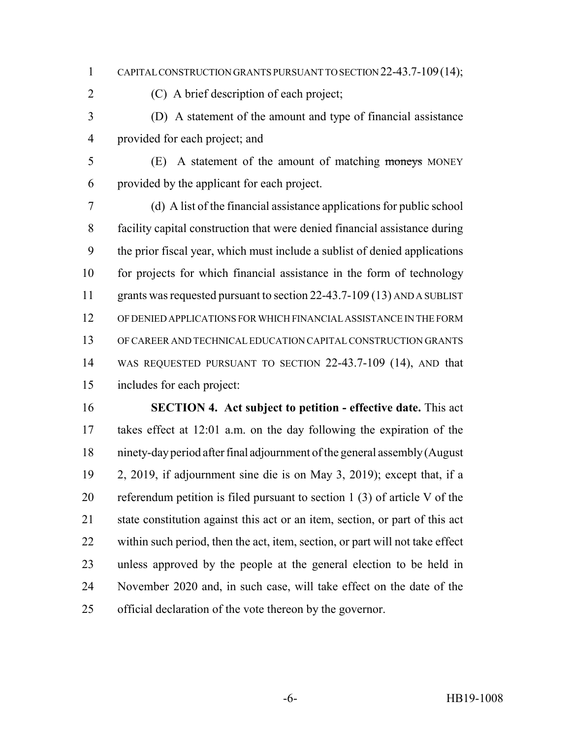CAPITAL CONSTRUCTION GRANTS PURSUANT TO SECTION 22-43.7-109 (14);

(C) A brief description of each project;

(D) A statement of the amount and type of financial assistance provided for each project; and

(E) A statement of the amount of matching ~~moneys~~ MONEY provided by the applicant for each project.

(d) A list of the financial assistance applications for public school facility capital construction that were denied financial assistance during the prior fiscal year, which must include a sublist of denied applications for projects for which financial assistance in the form of technology grants was requested pursuant to section 22-43.7-109 (13) AND A SUBLIST OF DENIED APPLICATIONS FOR WHICH FINANCIAL ASSISTANCE IN THE FORM OF CAREER AND TECHNICAL EDUCATION CAPITAL CONSTRUCTION GRANTS WAS REQUESTED PURSUANT TO SECTION 22-43.7-109 (14), AND that includes for each project:

**SECTION 4. Act subject to petition - effective date.** This act takes effect at 12:01 a.m. on the day following the expiration of the ninety-day period after final adjournment of the general assembly (August 2, 2019, if adjournment sine die is on May 3, 2019); except that, if a referendum petition is filed pursuant to section 1 (3) of article V of the state constitution against this act or an item, section, or part of this act within such period, then the act, item, section, or part will not take effect unless approved by the people at the general election to be held in November 2020 and, in such case, will take effect on the date of the official declaration of the vote thereon by the governor.